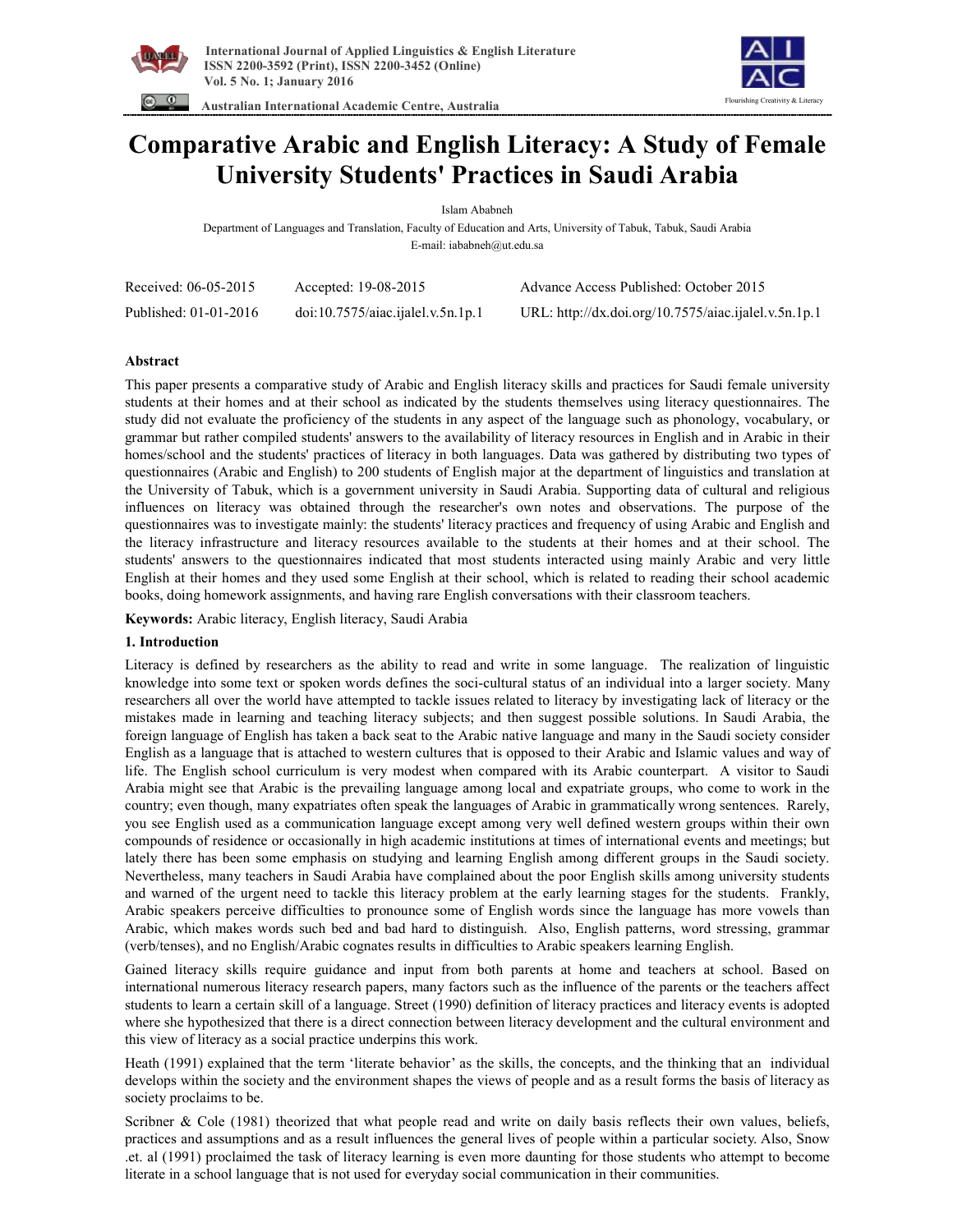# Comparative Arabic and English Literacy: A Study of Female University Students' Practices in Saudi Arabia

Islam Ababneh

Department of Languages and Translation, Faculty of Education and Arts, University of Tabuk, Tabuk, Saudi Arabia
E-mail: iababneh@ut.edu.sa

| Received: 06-05-2015 | Accepted: 19-08-2015 | Advance Access Published: October 2015 |
|---|---|---|
| Published: 01-01-2016 | doi:10.7575/aiac.ijalel.v.5n.1p.1 | URL: http://dx.doi.org/10.7575/aiac.ijalel.v.5n.1p.1 |

## Abstract

This paper presents a comparative study of Arabic and English literacy skills and practices for Saudi female university students at their homes and at their school as indicated by the students themselves using literacy questionnaires. The study did not evaluate the proficiency of the students in any aspect of the language such as phonology, vocabulary, or grammar but rather compiled students' answers to the availability of literacy resources in English and in Arabic in their homes/school and the students' practices of literacy in both languages. Data was gathered by distributing two types of questionnaires (Arabic and English) to 200 students of English major at the department of linguistics and translation at the University of Tabuk, which is a government university in Saudi Arabia. Supporting data of cultural and religious influences on literacy was obtained through the researcher's own notes and observations. The purpose of the questionnaires was to investigate mainly: the students' literacy practices and frequency of using Arabic and English and the literacy infrastructure and literacy resources available to the students at their homes and at their school. The students' answers to the questionnaires indicated that most students interacted using mainly Arabic and very little English at their homes and they used some English at their school, which is related to reading their school academic books, doing homework assignments, and having rare English conversations with their classroom teachers.

**Keywords:** Arabic literacy, English literacy, Saudi Arabia

## 1. Introduction

Literacy is defined by researchers as the ability to read and write in some language. The realization of linguistic knowledge into some text or spoken words defines the soci-cultural status of an individual into a larger society. Many researchers all over the world have attempted to tackle issues related to literacy by investigating lack of literacy or the mistakes made in learning and teaching literacy subjects; and then suggest possible solutions. In Saudi Arabia, the foreign language of English has taken a back seat to the Arabic native language and many in the Saudi society consider English as a language that is attached to western cultures that is opposed to their Arabic and Islamic values and way of life. The English school curriculum is very modest when compared with its Arabic counterpart. A visitor to Saudi Arabia might see that Arabic is the prevailing language among local and expatriate groups, who come to work in the country; even though, many expatriates often speak the languages of Arabic in grammatically wrong sentences. Rarely, you see English used as a communication language except among very well defined western groups within their own compounds of residence or occasionally in high academic institutions at times of international events and meetings; but lately there has been some emphasis on studying and learning English among different groups in the Saudi society. Nevertheless, many teachers in Saudi Arabia have complained about the poor English skills among university students and warned of the urgent need to tackle this literacy problem at the early learning stages for the students. Frankly, Arabic speakers perceive difficulties to pronounce some of English words since the language has more vowels than Arabic, which makes words such bed and bad hard to distinguish. Also, English patterns, word stressing, grammar (verb/tenses), and no English/Arabic cognates results in difficulties to Arabic speakers learning English.

Gained literacy skills require guidance and input from both parents at home and teachers at school. Based on international numerous literacy research papers, many factors such as the influence of the parents or the teachers affect students to learn a certain skill of a language. Street (1990) definition of literacy practices and literacy events is adopted where she hypothesized that there is a direct connection between literacy development and the cultural environment and this view of literacy as a social practice underpins this work.

Heath (1991) explained that the term 'literate behavior' as the skills, the concepts, and the thinking that an individual develops within the society and the environment shapes the views of people and as a result forms the basis of literacy as society proclaims to be.

Scribner & Cole (1981) theorized that what people read and write on daily basis reflects their own values, beliefs, practices and assumptions and as a result influences the general lives of people within a particular society. Also, Snow .et. al (1991) proclaimed the task of literacy learning is even more daunting for those students who attempt to become literate in a school language that is not used for everyday social communication in their communities.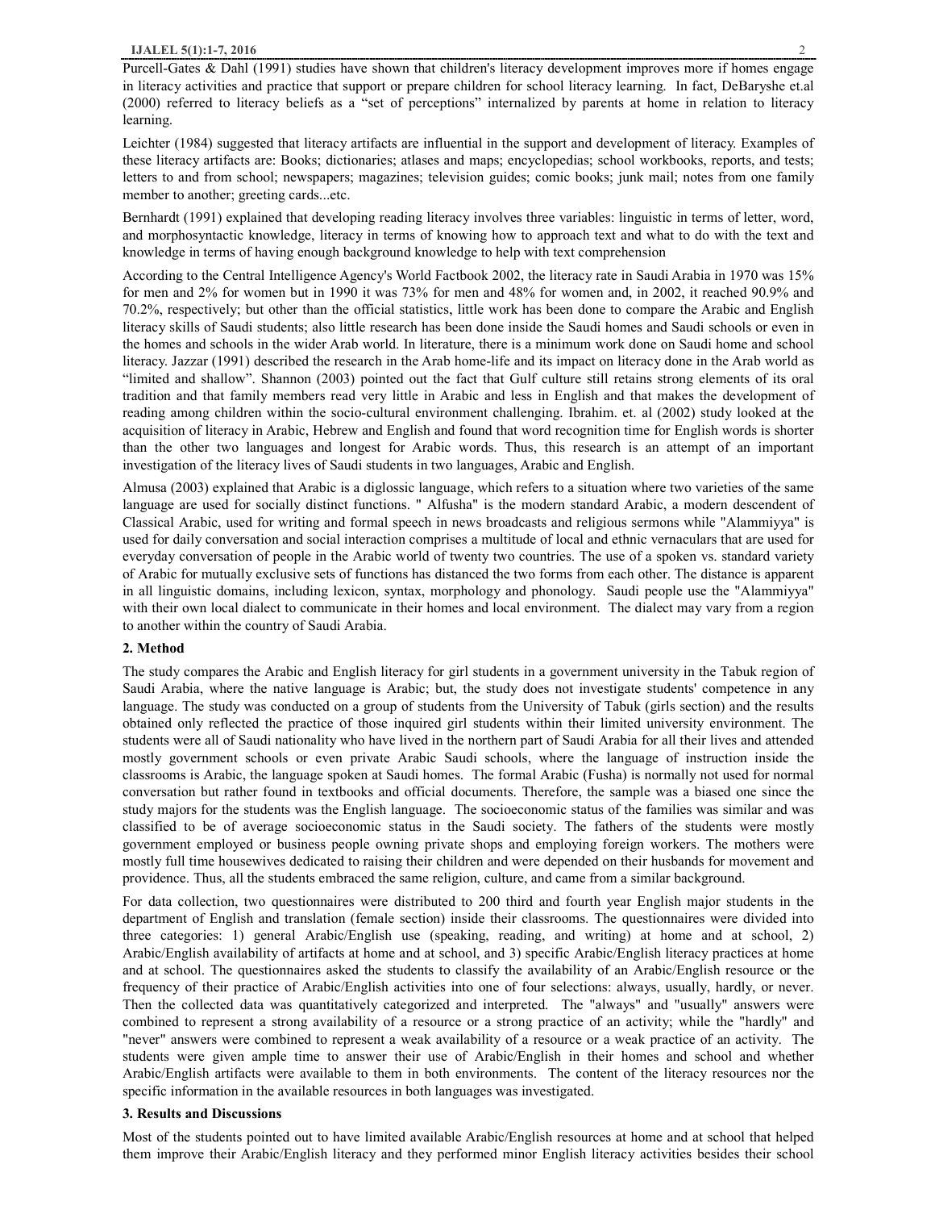Purcell-Gates & Dahl (1991) studies have shown that children's literacy development improves more if homes engage in literacy activities and practice that support or prepare children for school literacy learning. In fact, DeBaryshe et.al (2000) referred to literacy beliefs as a "set of perceptions" internalized by parents at home in relation to literacy learning.

Leichter (1984) suggested that literacy artifacts are influential in the support and development of literacy. Examples of these literacy artifacts are: Books; dictionaries; atlases and maps; encyclopedias; school workbooks, reports, and tests; letters to and from school; newspapers; magazines; television guides; comic books; junk mail; notes from one family member to another; greeting cards...etc.

Bernhardt (1991) explained that developing reading literacy involves three variables: linguistic in terms of letter, word, and morphosyntactic knowledge, literacy in terms of knowing how to approach text and what to do with the text and knowledge in terms of having enough background knowledge to help with text comprehension

According to the Central Intelligence Agency's World Factbook 2002, the literacy rate in Saudi Arabia in 1970 was 15% for men and 2% for women but in 1990 it was 73% for men and 48% for women and, in 2002, it reached 90.9% and 70.2%, respectively; but other than the official statistics, little work has been done to compare the Arabic and English literacy skills of Saudi students; also little research has been done inside the Saudi homes and Saudi schools or even in the homes and schools in the wider Arab world. In literature, there is a minimum work done on Saudi home and school literacy. Jazzar (1991) described the research in the Arab home-life and its impact on literacy done in the Arab world as "limited and shallow". Shannon (2003) pointed out the fact that Gulf culture still retains strong elements of its oral tradition and that family members read very little in Arabic and less in English and that makes the development of reading among children within the socio-cultural environment challenging. Ibrahim. et. al (2002) study looked at the acquisition of literacy in Arabic, Hebrew and English and found that word recognition time for English words is shorter than the other two languages and longest for Arabic words. Thus, this research is an attempt of an important investigation of the literacy lives of Saudi students in two languages, Arabic and English.

Almusa (2003) explained that Arabic is a diglossic language, which refers to a situation where two varieties of the same language are used for socially distinct functions. " Alfusha" is the modern standard Arabic, a modern descendent of Classical Arabic, used for writing and formal speech in news broadcasts and religious sermons while "Alammiyya" is used for daily conversation and social interaction comprises a multitude of local and ethnic vernaculars that are used for everyday conversation of people in the Arabic world of twenty two countries. The use of a spoken vs. standard variety of Arabic for mutually exclusive sets of functions has distanced the two forms from each other. The distance is apparent in all linguistic domains, including lexicon, syntax, morphology and phonology. Saudi people use the "Alammiyya" with their own local dialect to communicate in their homes and local environment. The dialect may vary from a region to another within the country of Saudi Arabia.

## 2. Method

The study compares the Arabic and English literacy for girl students in a government university in the Tabuk region of Saudi Arabia, where the native language is Arabic; but, the study does not investigate students' competence in any language. The study was conducted on a group of students from the University of Tabuk (girls section) and the results obtained only reflected the practice of those inquired girl students within their limited university environment. The students were all of Saudi nationality who have lived in the northern part of Saudi Arabia for all their lives and attended mostly government schools or even private Arabic Saudi schools, where the language of instruction inside the classrooms is Arabic, the language spoken at Saudi homes. The formal Arabic (Fusha) is normally not used for normal conversation but rather found in textbooks and official documents. Therefore, the sample was a biased one since the study majors for the students was the English language. The socioeconomic status of the families was similar and was classified to be of average socioeconomic status in the Saudi society. The fathers of the students were mostly government employed or business people owning private shops and employing foreign workers. The mothers were mostly full time housewives dedicated to raising their children and were depended on their husbands for movement and providence. Thus, all the students embraced the same religion, culture, and came from a similar background.

For data collection, two questionnaires were distributed to 200 third and fourth year English major students in the department of English and translation (female section) inside their classrooms. The questionnaires were divided into three categories: 1) general Arabic/English use (speaking, reading, and writing) at home and at school, 2) Arabic/English availability of artifacts at home and at school, and 3) specific Arabic/English literacy practices at home and at school. The questionnaires asked the students to classify the availability of an Arabic/English resource or the frequency of their practice of Arabic/English activities into one of four selections: always, usually, hardly, or never. Then the collected data was quantitatively categorized and interpreted. The "always" and "usually" answers were combined to represent a strong availability of a resource or a strong practice of an activity; while the "hardly" and "never" answers were combined to represent a weak availability of a resource or a weak practice of an activity. The students were given ample time to answer their use of Arabic/English in their homes and school and whether Arabic/English artifacts were available to them in both environments. The content of the literacy resources nor the specific information in the available resources in both languages was investigated.

## 3. Results and Discussions

Most of the students pointed out to have limited available Arabic/English resources at home and at school that helped them improve their Arabic/English literacy and they performed minor English literacy activities besides their school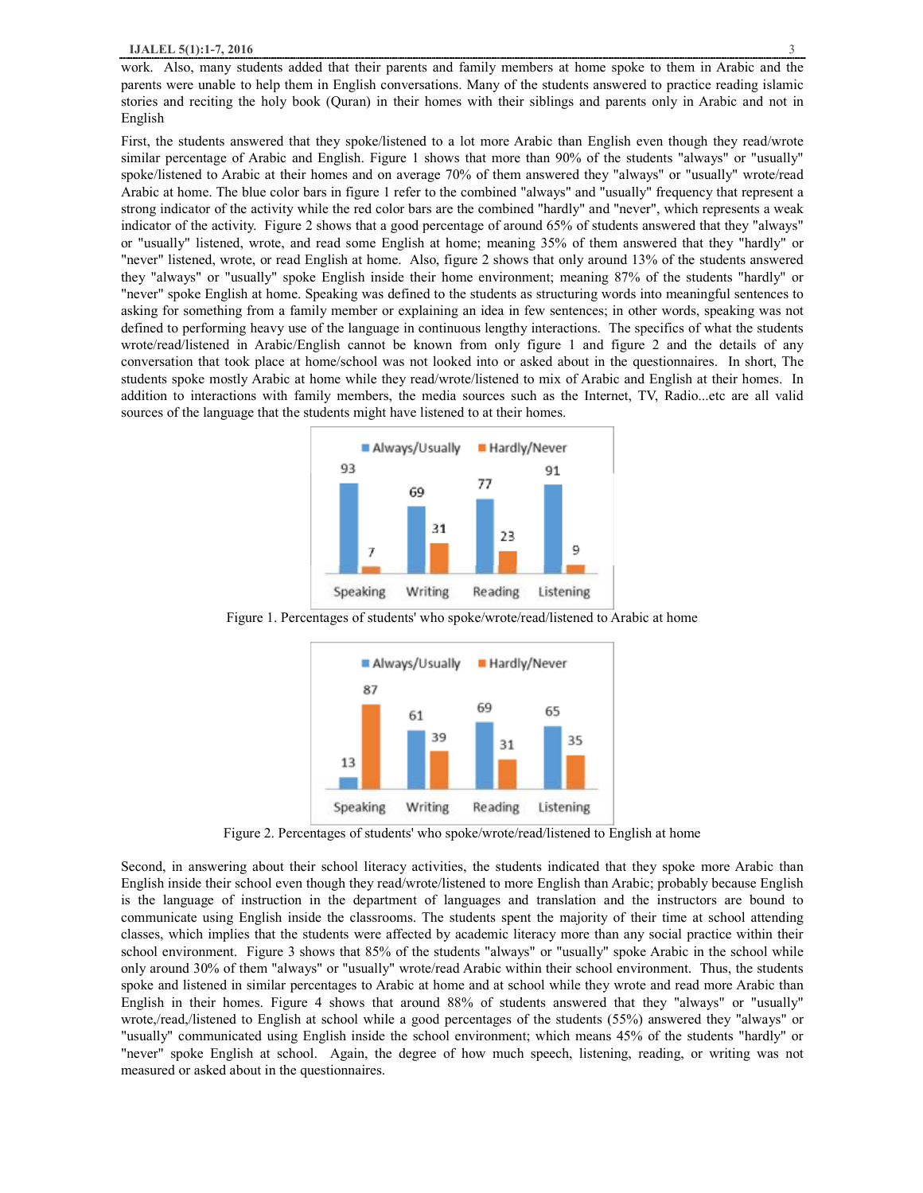work. Also, many students added that their parents and family members at home spoke to them in Arabic and the parents were unable to help them in English conversations. Many of the students answered to practice reading islamic stories and reciting the holy book (Quran) in their homes with their siblings and parents only in Arabic and not in English

First, the students answered that they spoke/listened to a lot more Arabic than English even though they read/wrote similar percentage of Arabic and English. Figure 1 shows that more than 90% of the students "always" or "usually" spoke/listened to Arabic at their homes and on average 70% of them answered they "always" or "usually" wrote/read Arabic at home. The blue color bars in figure 1 refer to the combined "always" and "usually" frequency that represent a strong indicator of the activity while the red color bars are the combined "hardly" and "never", which represents a weak indicator of the activity. Figure 2 shows that a good percentage of around 65% of students answered that they "always" or "usually" listened, wrote, and read some English at home; meaning 35% of them answered that they "hardly" or "never" listened, wrote, or read English at home. Also, figure 2 shows that only around 13% of the students answered they "always" or "usually" spoke English inside their home environment; meaning 87% of the students "hardly" or "never" spoke English at home. Speaking was defined to the students as structuring words into meaningful sentences to asking for something from a family member or explaining an idea in few sentences; in other words, speaking was not defined to performing heavy use of the language in continuous lengthy interactions. The specifics of what the students wrote/read/listened in Arabic/English cannot be known from only figure 1 and figure 2 and the details of any conversation that took place at home/school was not looked into or asked about in the questionnaires. In short, The students spoke mostly Arabic at home while they read/wrote/listened to mix of Arabic and English at their homes. In addition to interactions with family members, the media sources such as the Internet, TV, Radio...etc are all valid sources of the language that the students might have listened to at their homes.

| | Speaking | Writing | Reading | Listening |
|---|---|---|---|---|
| Always/Usually | 93 | 69 | 77 | 91 |
| Hardly/Never | 7 | 31 | 23 | 9 |

Figure 1. Percentages of students' who spoke/wrote/read/listened to Arabic at home

| | Speaking | Writing | Reading | Listening |
|---|---|---|---|---|
| Always/Usually | 13 | 61 | 69 | 65 |
| Hardly/Never | 87 | 39 | 31 | 35 |

Figure 2. Percentages of students' who spoke/wrote/read/listened to English at home

Second, in answering about their school literacy activities, the students indicated that they spoke more Arabic than English inside their school even though they read/wrote/listened to more English than Arabic; probably because English is the language of instruction in the department of languages and translation and the instructors are bound to communicate using English inside the classrooms. The students spent the majority of their time at school attending classes, which implies that the students were affected by academic literacy more than any social practice within their school environment. Figure 3 shows that 85% of the students "always" or "usually" spoke Arabic in the school while only around 30% of them "always" or "usually" wrote/read Arabic within their school environment. Thus, the students spoke and listened in similar percentages to Arabic at home and at school while they wrote and read more Arabic than English in their homes. Figure 4 shows that around 88% of students answered that they "always" or "usually" wrote,/read,/listened to English at school while a good percentages of the students (55%) answered they "always" or "usually" communicated using English inside the school environment; which means 45% of the students "hardly" or "never" spoke English at school. Again, the degree of how much speech, listening, reading, or writing was not measured or asked about in the questionnaires.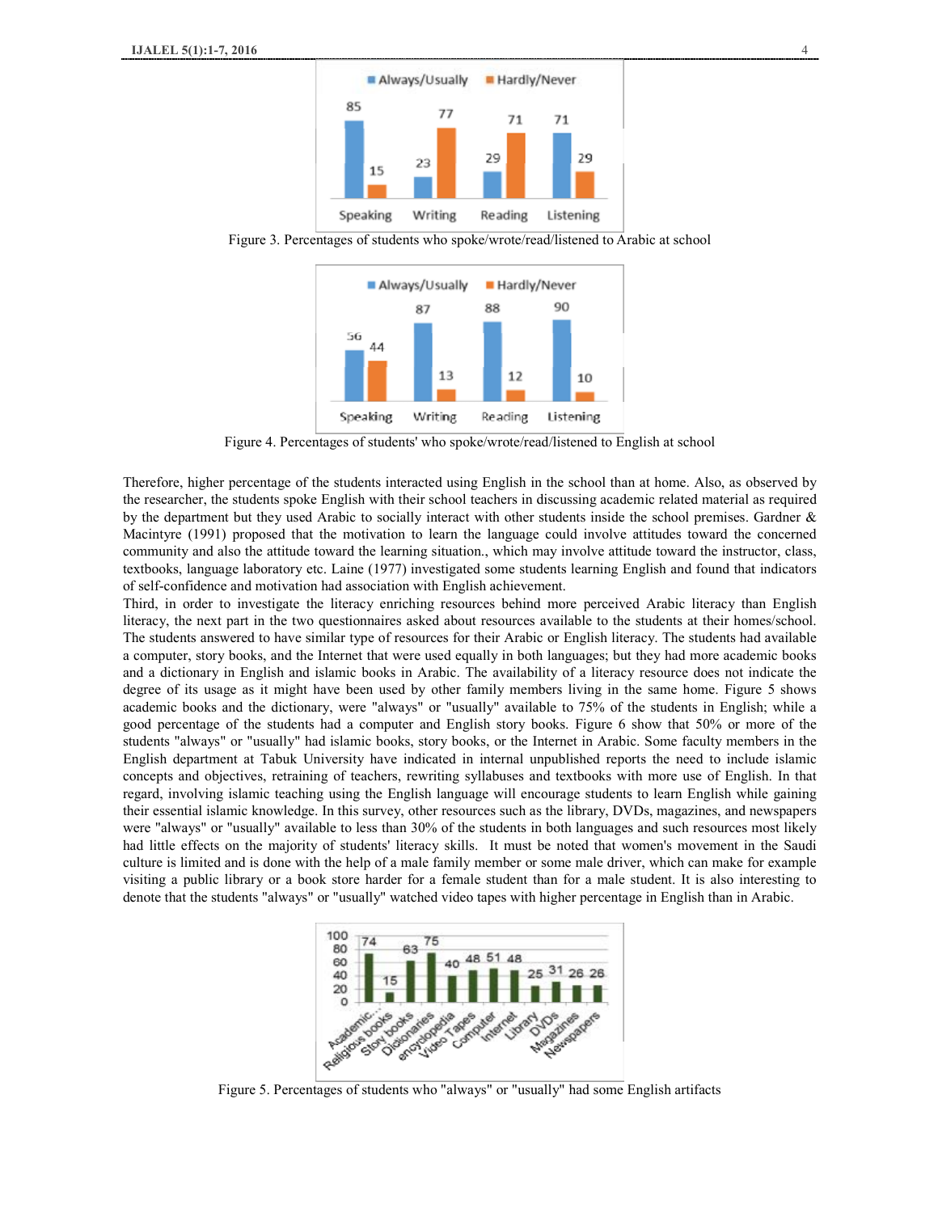Figure 3. Percentages of students who spoke/wrote/read/listened to Arabic at school

Figure 4. Percentages of students' who spoke/wrote/read/listened to English at school

Therefore, higher percentage of the students interacted using English in the school than at home. Also, as observed by the researcher, the students spoke English with their school teachers in discussing academic related material as required by the department but they used Arabic to socially interact with other students inside the school premises. Gardner & Macintyre (1991) proposed that the motivation to learn the language could involve attitudes toward the concerned community and also the attitude toward the learning situation., which may involve attitude toward the instructor, class, textbooks, language laboratory etc. Laine (1977) investigated some students learning English and found that indicators of self-confidence and motivation had association with English achievement.

Third, in order to investigate the literacy enriching resources behind more perceived Arabic literacy than English literacy, the next part in the two questionnaires asked about resources available to the students at their homes/school. The students answered to have similar type of resources for their Arabic or English literacy. The students had available a computer, story books, and the Internet that were used equally in both languages; but they had more academic books and a dictionary in English and islamic books in Arabic. The availability of a literacy resource does not indicate the degree of its usage as it might have been used by other family members living in the same home. Figure 5 shows academic books and the dictionary, were "always" or "usually" available to 75% of the students in English; while a good percentage of the students had a computer and English story books. Figure 6 show that 50% or more of the students "always" or "usually" had islamic books, story books, or the Internet in Arabic. Some faculty members in the English department at Tabuk University have indicated in internal unpublished reports the need to include islamic concepts and objectives, retraining of teachers, rewriting syllabuses and textbooks with more use of English. In that regard, involving islamic teaching using the English language will encourage students to learn English while gaining their essential islamic knowledge. In this survey, other resources such as the library, DVDs, magazines, and newspapers were "always" or "usually" available to less than 30% of the students in both languages and such resources most likely had little effects on the majority of students' literacy skills. It must be noted that women's movement in the Saudi culture is limited and is done with the help of a male family member or some male driver, which can make for example visiting a public library or a book store harder for a female student than for a male student. It is also interesting to denote that the students "always" or "usually" watched video tapes with higher percentage in English than in Arabic.

Figure 5. Percentages of students who "always" or "usually" had some English artifacts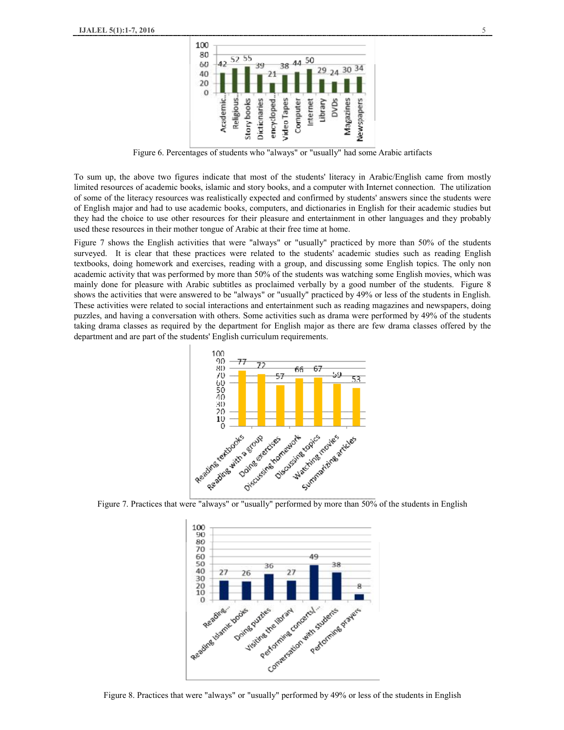Figure 6. Percentages of students who "always" or "usually" had some Arabic artifacts

To sum up, the above two figures indicate that most of the students' literacy in Arabic/English came from mostly limited resources of academic books, islamic and story books, and a computer with Internet connection. The utilization of some of the literacy resources was realistically expected and confirmed by students' answers since the students were of English major and had to use academic books, computers, and dictionaries in English for their academic studies but they had the choice to use other resources for their pleasure and entertainment in other languages and they probably used these resources in their mother tongue of Arabic at their free time at home.

Figure 7 shows the English activities that were "always" or "usually" practiced by more than 50% of the students surveyed. It is clear that these practices were related to the students' academic studies such as reading English textbooks, doing homework and exercises, reading with a group, and discussing some English topics. The only non academic activity that was performed by more than 50% of the students was watching some English movies, which was mainly done for pleasure with Arabic subtitles as proclaimed verbally by a good number of the students. Figure 8 shows the activities that were answered to be "always" or "usually" practiced by 49% or less of the students in English. These activities were related to social interactions and entertainment such as reading magazines and newspapers, doing puzzles, and having a conversation with others. Some activities such as drama were performed by 49% of the students taking drama classes as required by the department for English major as there are few drama classes offered by the department and are part of the students' English curriculum requirements.

Figure 7. Practices that were "always" or "usually" performed by more than 50% of the students in English

Figure 8. Practices that were "always" or "usually" performed by 49% or less of the students in English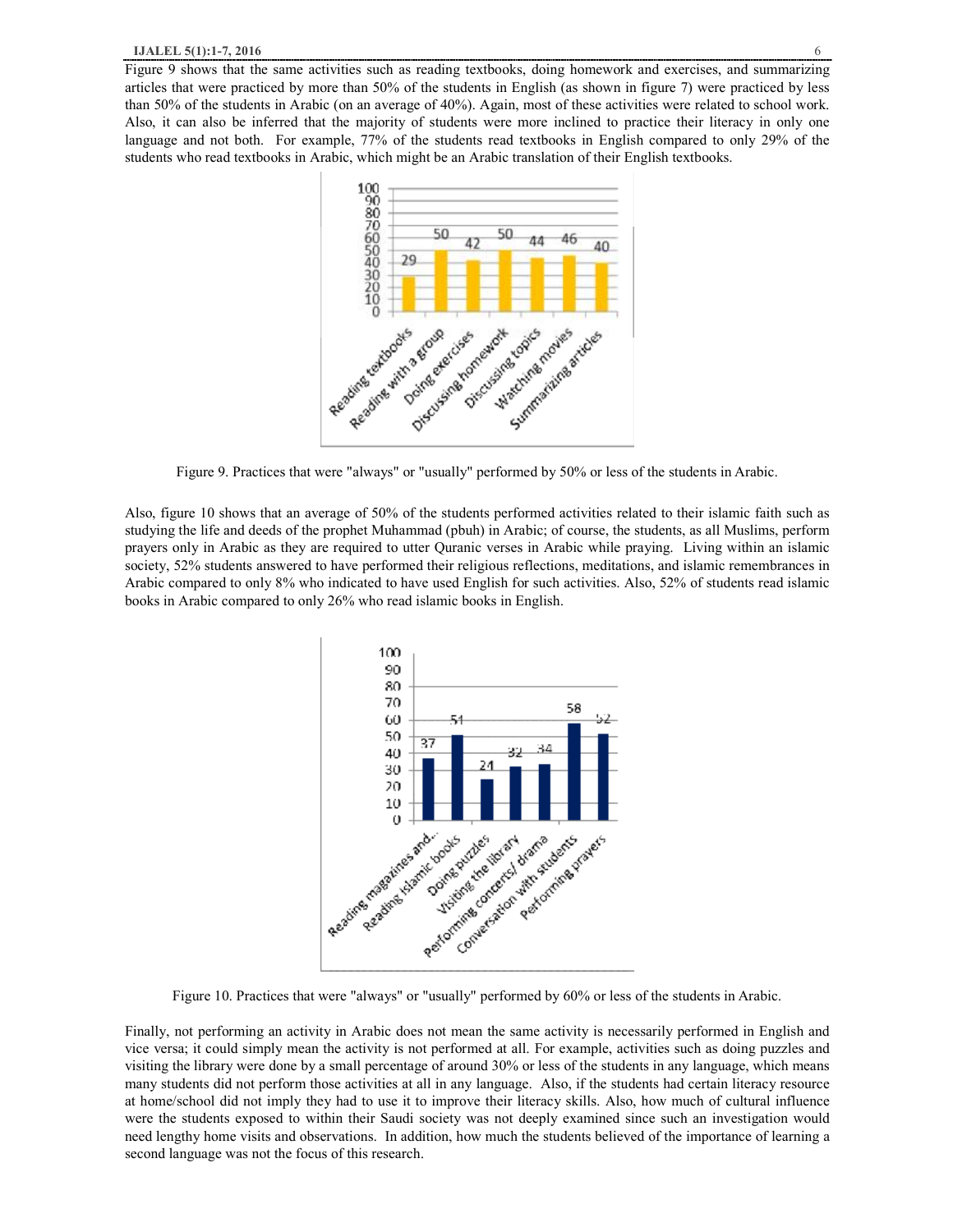Figure 9 shows that the same activities such as reading textbooks, doing homework and exercises, and summarizing articles that were practiced by more than 50% of the students in English (as shown in figure 7) were practiced by less than 50% of the students in Arabic (on an average of 40%). Again, most of these activities were related to school work. Also, it can also be inferred that the majority of students were more inclined to practice their literacy in only one language and not both. For example, 77% of the students read textbooks in English compared to only 29% of the students who read textbooks in Arabic, which might be an Arabic translation of their English textbooks.

Figure 9. Practices that were "always" or "usually" performed by 50% or less of the students in Arabic.

Also, figure 10 shows that an average of 50% of the students performed activities related to their islamic faith such as studying the life and deeds of the prophet Muhammad (pbuh) in Arabic; of course, the students, as all Muslims, perform prayers only in Arabic as they are required to utter Quranic verses in Arabic while praying. Living within an islamic society, 52% students answered to have performed their religious reflections, meditations, and islamic remembrances in Arabic compared to only 8% who indicated to have used English for such activities. Also, 52% of students read islamic books in Arabic compared to only 26% who read islamic books in English.

Figure 10. Practices that were "always" or "usually" performed by 60% or less of the students in Arabic.

Finally, not performing an activity in Arabic does not mean the same activity is necessarily performed in English and vice versa; it could simply mean the activity is not performed at all. For example, activities such as doing puzzles and visiting the library were done by a small percentage of around 30% or less of the students in any language, which means many students did not perform those activities at all in any language. Also, if the students had certain literacy resource at home/school did not imply they had to use it to improve their literacy skills. Also, how much of cultural influence were the students exposed to within their Saudi society was not deeply examined since such an investigation would need lengthy home visits and observations. In addition, how much the students believed of the importance of learning a second language was not the focus of this research.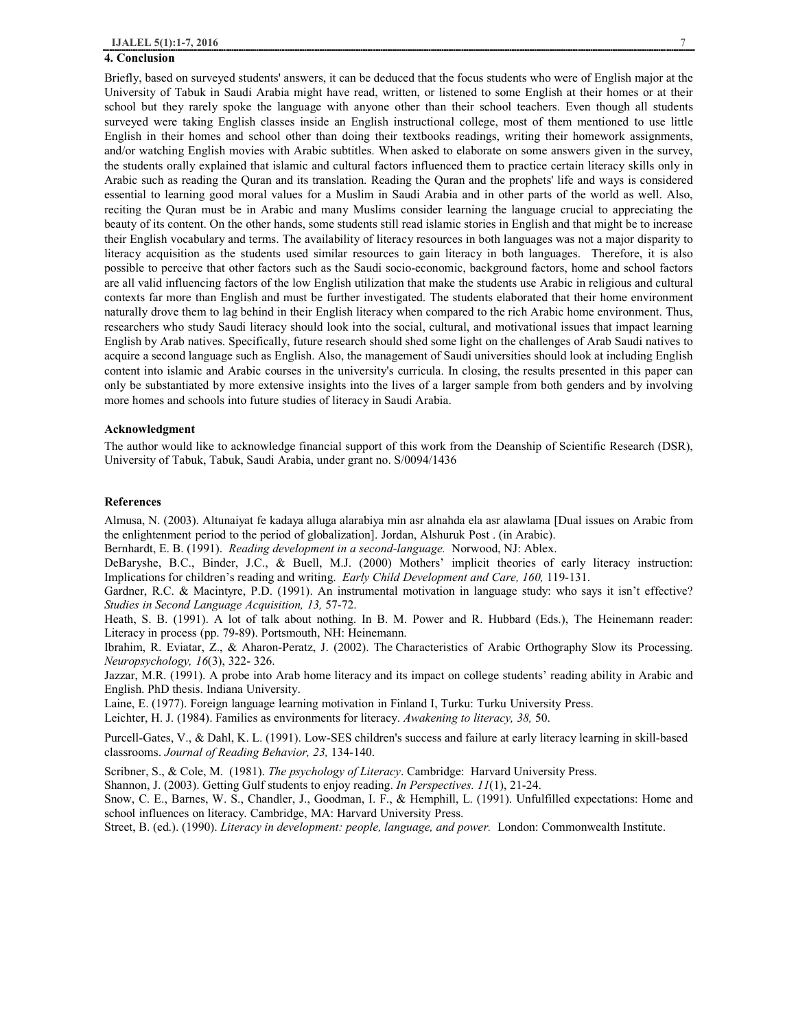## 4. Conclusion

Briefly, based on surveyed students' answers, it can be deduced that the focus students who were of English major at the University of Tabuk in Saudi Arabia might have read, written, or listened to some English at their homes or at their school but they rarely spoke the language with anyone other than their school teachers. Even though all students surveyed were taking English classes inside an English instructional college, most of them mentioned to use little English in their homes and school other than doing their textbooks readings, writing their homework assignments, and/or watching English movies with Arabic subtitles. When asked to elaborate on some answers given in the survey, the students orally explained that islamic and cultural factors influenced them to practice certain literacy skills only in Arabic such as reading the Quran and its translation. Reading the Quran and the prophets' life and ways is considered essential to learning good moral values for a Muslim in Saudi Arabia and in other parts of the world as well. Also, reciting the Quran must be in Arabic and many Muslims consider learning the language crucial to appreciating the beauty of its content. On the other hands, some students still read islamic stories in English and that might be to increase their English vocabulary and terms. The availability of literacy resources in both languages was not a major disparity to literacy acquisition as the students used similar resources to gain literacy in both languages. Therefore, it is also possible to perceive that other factors such as the Saudi socio-economic, background factors, home and school factors are all valid influencing factors of the low English utilization that make the students use Arabic in religious and cultural contexts far more than English and must be further investigated. The students elaborated that their home environment naturally drove them to lag behind in their English literacy when compared to the rich Arabic home environment. Thus, researchers who study Saudi literacy should look into the social, cultural, and motivational issues that impact learning English by Arab natives. Specifically, future research should shed some light on the challenges of Arab Saudi natives to acquire a second language such as English. Also, the management of Saudi universities should look at including English content into islamic and Arabic courses in the university's curricula. In closing, the results presented in this paper can only be substantiated by more extensive insights into the lives of a larger sample from both genders and by involving more homes and schools into future studies of literacy in Saudi Arabia.

### Acknowledgment

The author would like to acknowledge financial support of this work from the Deanship of Scientific Research (DSR), University of Tabuk, Tabuk, Saudi Arabia, under grant no. S/0094/1436

### References

Almusa, N. (2003). Altunaiyat fe kadaya alluga alarabiya min asr alnahda ela asr alawlama [Dual issues on Arabic from the enlightenment period to the period of globalization]. Jordan, Alshuruk Post . (in Arabic).

Bernhardt, E. B. (1991). *Reading development in a second-language.* Norwood, NJ: Ablex.

DeBaryshe, B.C., Binder, J.C., & Buell, M.J. (2000) Mothers' implicit theories of early literacy instruction: Implications for children's reading and writing. *Early Child Development and Care, 160,* 119-131.

Gardner, R.C. & Macintyre, P.D. (1991). An instrumental motivation in language study: who says it isn't effective? *Studies in Second Language Acquisition, 13,* 57-72.

Heath, S. B. (1991). A lot of talk about nothing. In B. M. Power and R. Hubbard (Eds.), The Heinemann reader: Literacy in process (pp. 79-89). Portsmouth, NH: Heinemann.

Ibrahim, R. Eviatar, Z., & Aharon-Peratz, J. (2002). The Characteristics of Arabic Orthography Slow its Processing. *Neuropsychology, 16*(3), 322- 326.

Jazzar, M.R. (1991). A probe into Arab home literacy and its impact on college students' reading ability in Arabic and English. PhD thesis. Indiana University.

Laine, E. (1977). Foreign language learning motivation in Finland I, Turku: Turku University Press.

Leichter, H. J. (1984). Families as environments for literacy. *Awakening to literacy, 38,* 50.

Purcell-Gates, V., & Dahl, K. L. (1991). Low-SES children's success and failure at early literacy learning in skill-based classrooms. *Journal of Reading Behavior, 23,* 134-140.

Scribner, S., & Cole, M. (1981). *The psychology of Literacy*. Cambridge: Harvard University Press.

Shannon, J. (2003). Getting Gulf students to enjoy reading. *In Perspectives. 11*(1), 21-24.

Snow, C. E., Barnes, W. S., Chandler, J., Goodman, I. F., & Hemphill, L. (1991). Unfulfilled expectations: Home and school influences on literacy. Cambridge, MA: Harvard University Press.

Street, B. (ed.). (1990). *Literacy in development: people, language, and power.* London: Commonwealth Institute.